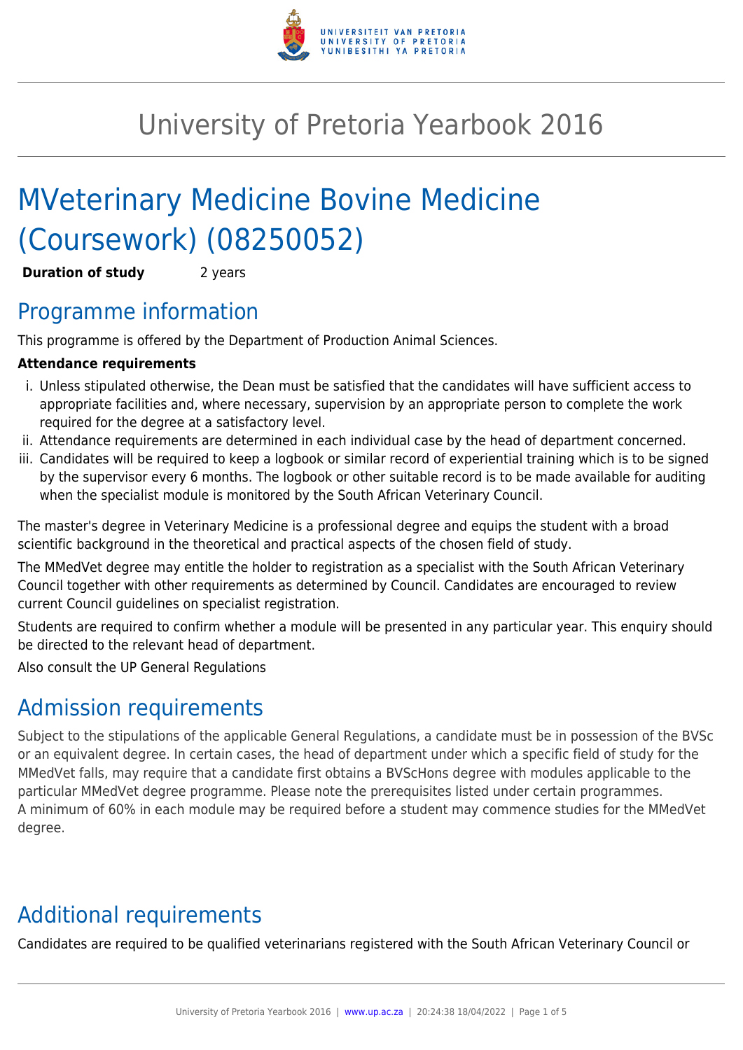# University of Pretoria Yearbook 2016

# MVeterinary Medicine Bovine Medicine (Coursework) (08250052)

**Duration of study** 2 years

## Programme information

This programme is offered by the Department of Production Animal Sciences.

**Attendance requirements**

i. Unless stipulated otherwise, the Dean must be satisfied that the candidates will have sufficient access to appropriate facilities and, where necessary, supervision by an appropriate person to complete the work required for the degree at a satisfactory level.
ii. Attendance requirements are determined in each individual case by the head of department concerned.
iii. Candidates will be required to keep a logbook or similar record of experiential training which is to be signed by the supervisor every 6 months. The logbook or other suitable record is to be made available for auditing when the specialist module is monitored by the South African Veterinary Council.

The master's degree in Veterinary Medicine is a professional degree and equips the student with a broad scientific background in the theoretical and practical aspects of the chosen field of study.

The MMedVet degree may entitle the holder to registration as a specialist with the South African Veterinary Council together with other requirements as determined by Council. Candidates are encouraged to review current Council guidelines on specialist registration.

Students are required to confirm whether a module will be presented in any particular year. This enquiry should be directed to the relevant head of department.

Also consult the UP General Regulations

## Admission requirements

Subject to the stipulations of the applicable General Regulations, a candidate must be in possession of the BVSc or an equivalent degree. In certain cases, the head of department under which a specific field of study for the MMedVet falls, may require that a candidate first obtains a BVScHons degree with modules applicable to the particular MMedVet degree programme. Please note the prerequisites listed under certain programmes.
A minimum of 60% in each module may be required before a student may commence studies for the MMedVet degree.

## Additional requirements

Candidates are required to be qualified veterinarians registered with the South African Veterinary Council or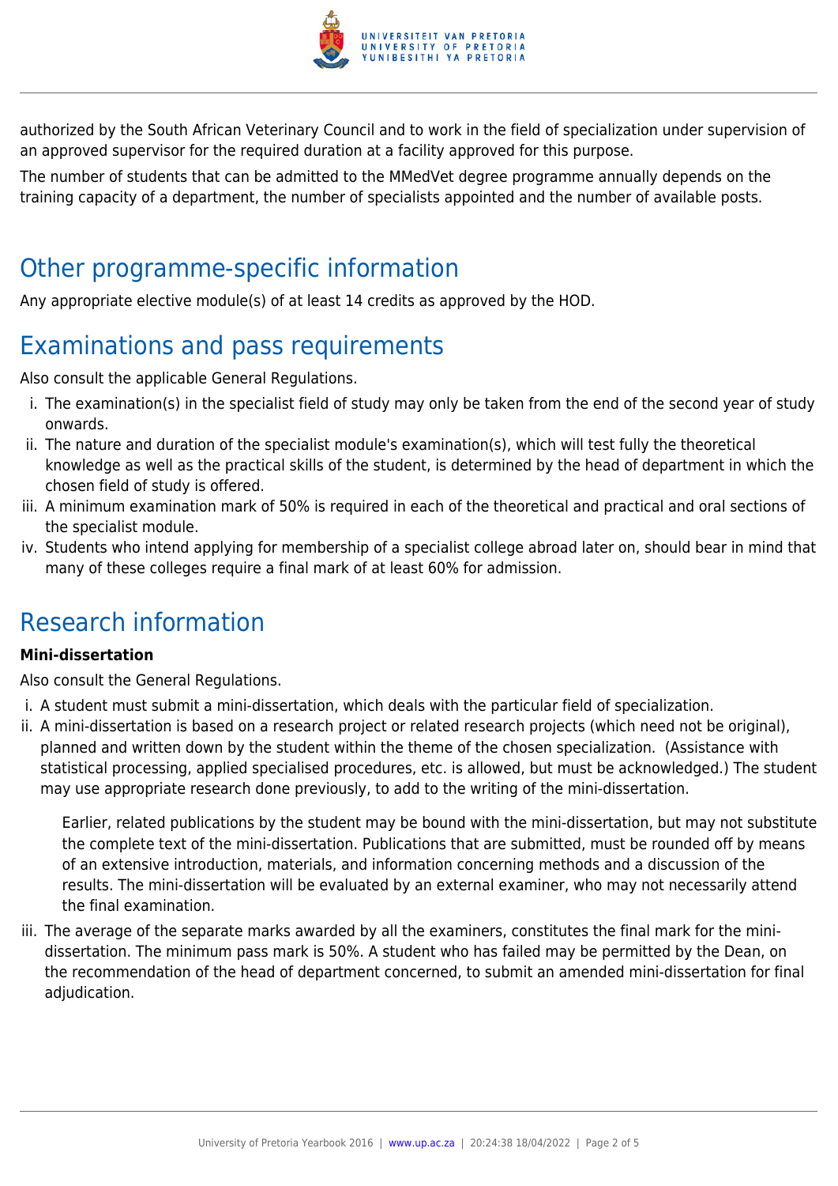authorized by the South African Veterinary Council and to work in the field of specialization under supervision of an approved supervisor for the required duration at a facility approved for this purpose.

The number of students that can be admitted to the MMedVet degree programme annually depends on the training capacity of a department, the number of specialists appointed and the number of available posts.

## Other programme-specific information

Any appropriate elective module(s) of at least 14 credits as approved by the HOD.

## Examinations and pass requirements

Also consult the applicable General Regulations.

i. The examination(s) in the specialist field of study may only be taken from the end of the second year of study onwards.
ii. The nature and duration of the specialist module's examination(s), which will test fully the theoretical knowledge as well as the practical skills of the student, is determined by the head of department in which the chosen field of study is offered.
iii. A minimum examination mark of 50% is required in each of the theoretical and practical and oral sections of the specialist module.
iv. Students who intend applying for membership of a specialist college abroad later on, should bear in mind that many of these colleges require a final mark of at least 60% for admission.

## Research information

**Mini-dissertation**

Also consult the General Regulations.

i. A student must submit a mini-dissertation, which deals with the particular field of specialization.
ii. A mini-dissertation is based on a research project or related research projects (which need not be original), planned and written down by the student within the theme of the chosen specialization. (Assistance with statistical processing, applied specialised procedures, etc. is allowed, but must be acknowledged.) The student may use appropriate research done previously, to add to the writing of the mini-dissertation.

   Earlier, related publications by the student may be bound with the mini-dissertation, but may not substitute the complete text of the mini-dissertation. Publications that are submitted, must be rounded off by means of an extensive introduction, materials, and information concerning methods and a discussion of the results. The mini-dissertation will be evaluated by an external examiner, who may not necessarily attend the final examination.

iii. The average of the separate marks awarded by all the examiners, constitutes the final mark for the mini-dissertation. The minimum pass mark is 50%. A student who has failed may be permitted by the Dean, on the recommendation of the head of department concerned, to submit an amended mini-dissertation for final adjudication.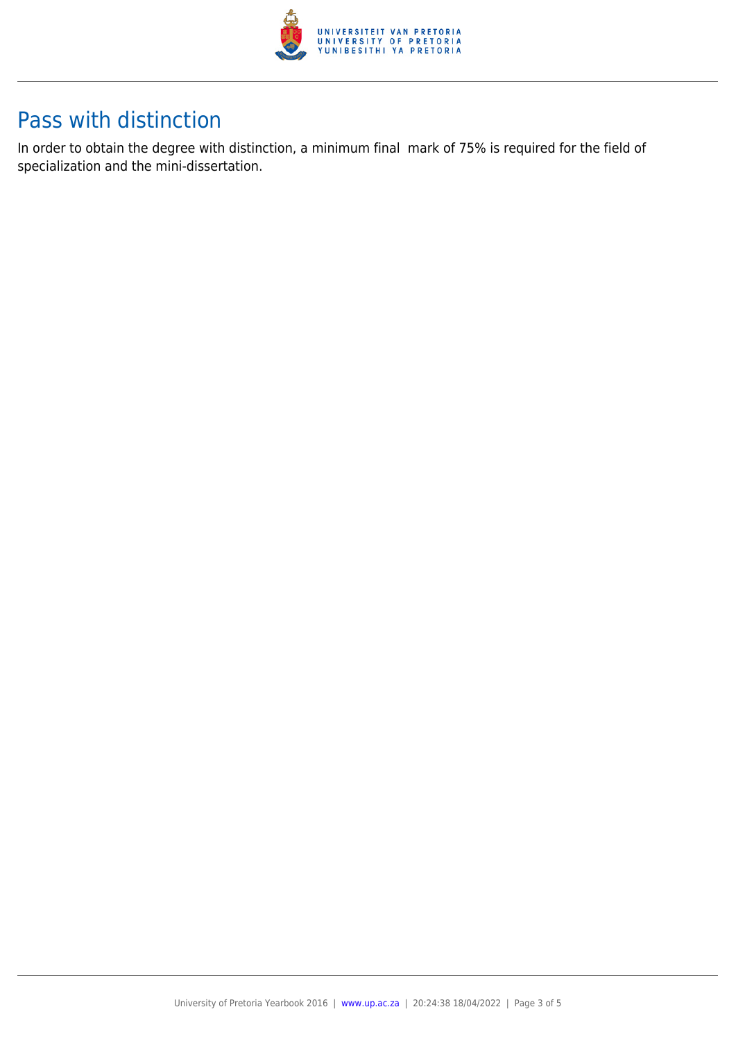## Pass with distinction

In order to obtain the degree with distinction, a minimum final  mark of 75% is required for the field of specialization and the mini-dissertation.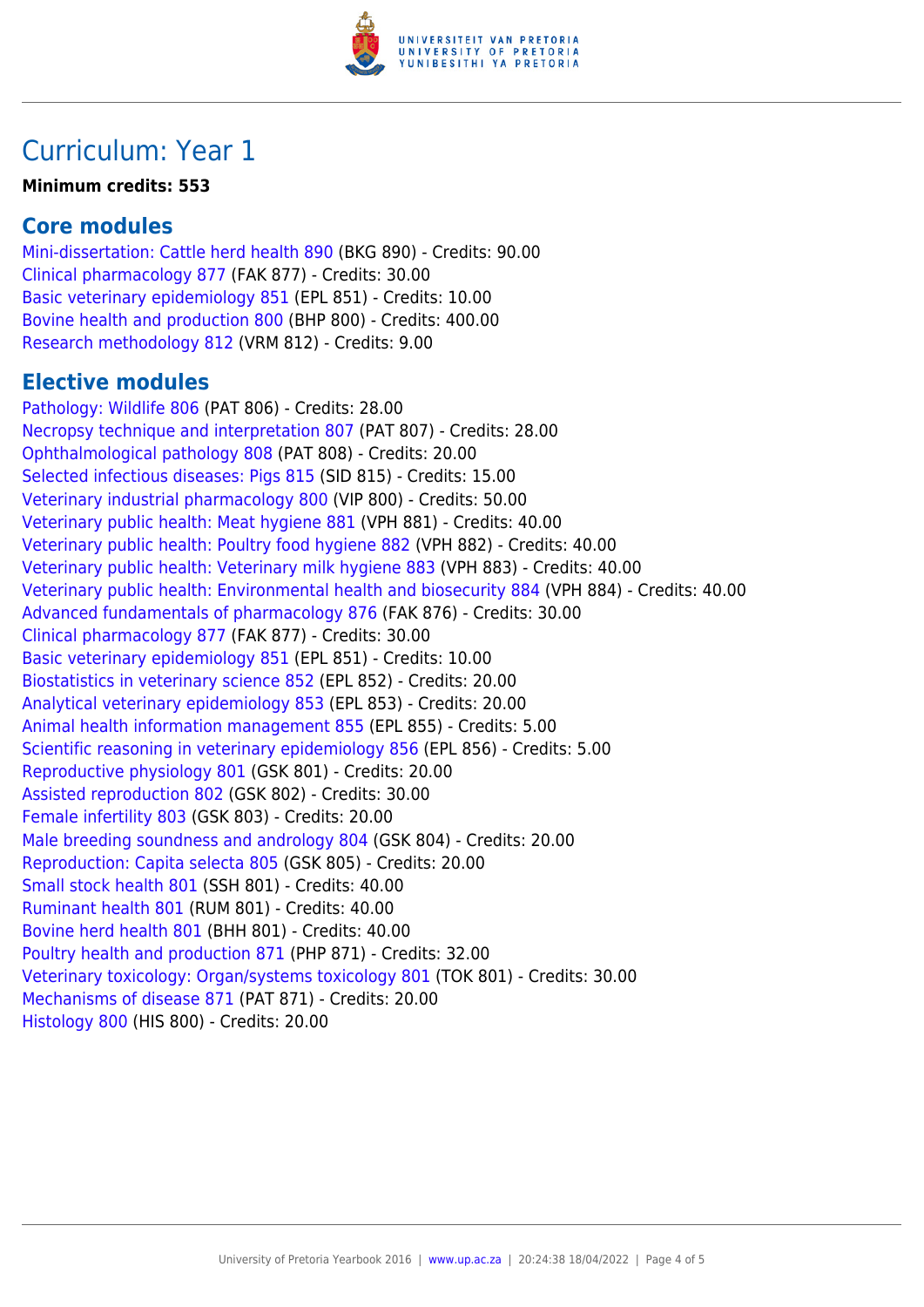# Curriculum: Year 1

**Minimum credits: 553**

## Core modules

Mini-dissertation: Cattle herd health 890 (BKG 890) - Credits: 90.00
Clinical pharmacology 877 (FAK 877) - Credits: 30.00
Basic veterinary epidemiology 851 (EPL 851) - Credits: 10.00
Bovine health and production 800 (BHP 800) - Credits: 400.00
Research methodology 812 (VRM 812) - Credits: 9.00

## Elective modules

Pathology: Wildlife 806 (PAT 806) - Credits: 28.00
Necropsy technique and interpretation 807 (PAT 807) - Credits: 28.00
Ophthalmological pathology 808 (PAT 808) - Credits: 20.00
Selected infectious diseases: Pigs 815 (SID 815) - Credits: 15.00
Veterinary industrial pharmacology 800 (VIP 800) - Credits: 50.00
Veterinary public health: Meat hygiene 881 (VPH 881) - Credits: 40.00
Veterinary public health: Poultry food hygiene 882 (VPH 882) - Credits: 40.00
Veterinary public health: Veterinary milk hygiene 883 (VPH 883) - Credits: 40.00
Veterinary public health: Environmental health and biosecurity 884 (VPH 884) - Credits: 40.00
Advanced fundamentals of pharmacology 876 (FAK 876) - Credits: 30.00
Clinical pharmacology 877 (FAK 877) - Credits: 30.00
Basic veterinary epidemiology 851 (EPL 851) - Credits: 10.00
Biostatistics in veterinary science 852 (EPL 852) - Credits: 20.00
Analytical veterinary epidemiology 853 (EPL 853) - Credits: 20.00
Animal health information management 855 (EPL 855) - Credits: 5.00
Scientific reasoning in veterinary epidemiology 856 (EPL 856) - Credits: 5.00
Reproductive physiology 801 (GSK 801) - Credits: 20.00
Assisted reproduction 802 (GSK 802) - Credits: 30.00
Female infertility 803 (GSK 803) - Credits: 20.00
Male breeding soundness and andrology 804 (GSK 804) - Credits: 20.00
Reproduction: Capita selecta 805 (GSK 805) - Credits: 20.00
Small stock health 801 (SSH 801) - Credits: 40.00
Ruminant health 801 (RUM 801) - Credits: 40.00
Bovine herd health 801 (BHH 801) - Credits: 40.00
Poultry health and production 871 (PHP 871) - Credits: 32.00
Veterinary toxicology: Organ/systems toxicology 801 (TOK 801) - Credits: 30.00
Mechanisms of disease 871 (PAT 871) - Credits: 20.00
Histology 800 (HIS 800) - Credits: 20.00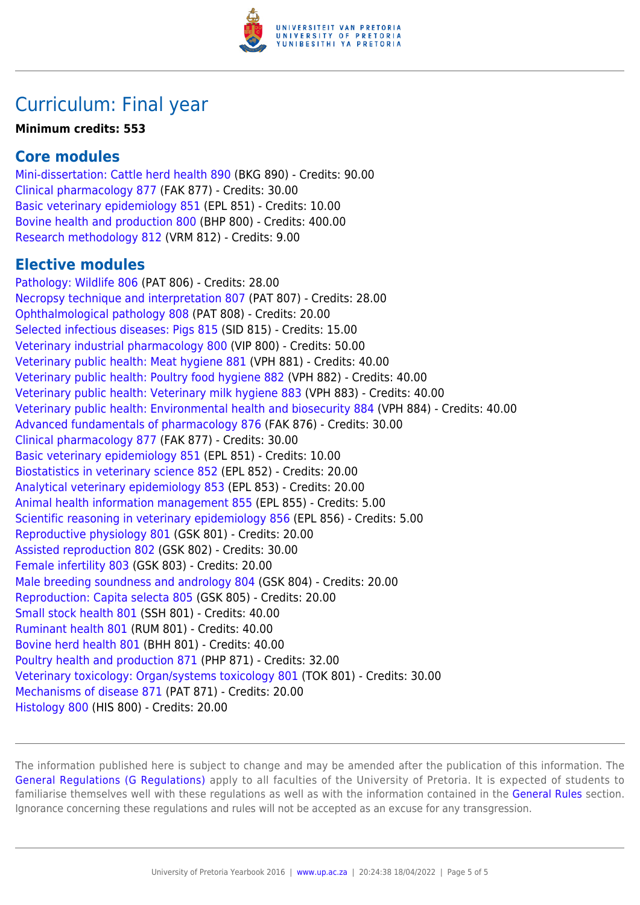# Curriculum: Final year

**Minimum credits: 553**

## Core modules

Mini-dissertation: Cattle herd health 890 (BKG 890) - Credits: 90.00
Clinical pharmacology 877 (FAK 877) - Credits: 30.00
Basic veterinary epidemiology 851 (EPL 851) - Credits: 10.00
Bovine health and production 800 (BHP 800) - Credits: 400.00
Research methodology 812 (VRM 812) - Credits: 9.00

## Elective modules

Pathology: Wildlife 806 (PAT 806) - Credits: 28.00
Necropsy technique and interpretation 807 (PAT 807) - Credits: 28.00
Ophthalmological pathology 808 (PAT 808) - Credits: 20.00
Selected infectious diseases: Pigs 815 (SID 815) - Credits: 15.00
Veterinary industrial pharmacology 800 (VIP 800) - Credits: 50.00
Veterinary public health: Meat hygiene 881 (VPH 881) - Credits: 40.00
Veterinary public health: Poultry food hygiene 882 (VPH 882) - Credits: 40.00
Veterinary public health: Veterinary milk hygiene 883 (VPH 883) - Credits: 40.00
Veterinary public health: Environmental health and biosecurity 884 (VPH 884) - Credits: 40.00
Advanced fundamentals of pharmacology 876 (FAK 876) - Credits: 30.00
Clinical pharmacology 877 (FAK 877) - Credits: 30.00
Basic veterinary epidemiology 851 (EPL 851) - Credits: 10.00
Biostatistics in veterinary science 852 (EPL 852) - Credits: 20.00
Analytical veterinary epidemiology 853 (EPL 853) - Credits: 20.00
Animal health information management 855 (EPL 855) - Credits: 5.00
Scientific reasoning in veterinary epidemiology 856 (EPL 856) - Credits: 5.00
Reproductive physiology 801 (GSK 801) - Credits: 20.00
Assisted reproduction 802 (GSK 802) - Credits: 30.00
Female infertility 803 (GSK 803) - Credits: 20.00
Male breeding soundness and andrology 804 (GSK 804) - Credits: 20.00
Reproduction: Capita selecta 805 (GSK 805) - Credits: 20.00
Small stock health 801 (SSH 801) - Credits: 40.00
Ruminant health 801 (RUM 801) - Credits: 40.00
Bovine herd health 801 (BHH 801) - Credits: 40.00
Poultry health and production 871 (PHP 871) - Credits: 32.00
Veterinary toxicology: Organ/systems toxicology 801 (TOK 801) - Credits: 30.00
Mechanisms of disease 871 (PAT 871) - Credits: 20.00
Histology 800 (HIS 800) - Credits: 20.00

The information published here is subject to change and may be amended after the publication of this information. The General Regulations (G Regulations) apply to all faculties of the University of Pretoria. It is expected of students to familiarise themselves well with these regulations as well as with the information contained in the General Rules section. Ignorance concerning these regulations and rules will not be accepted as an excuse for any transgression.